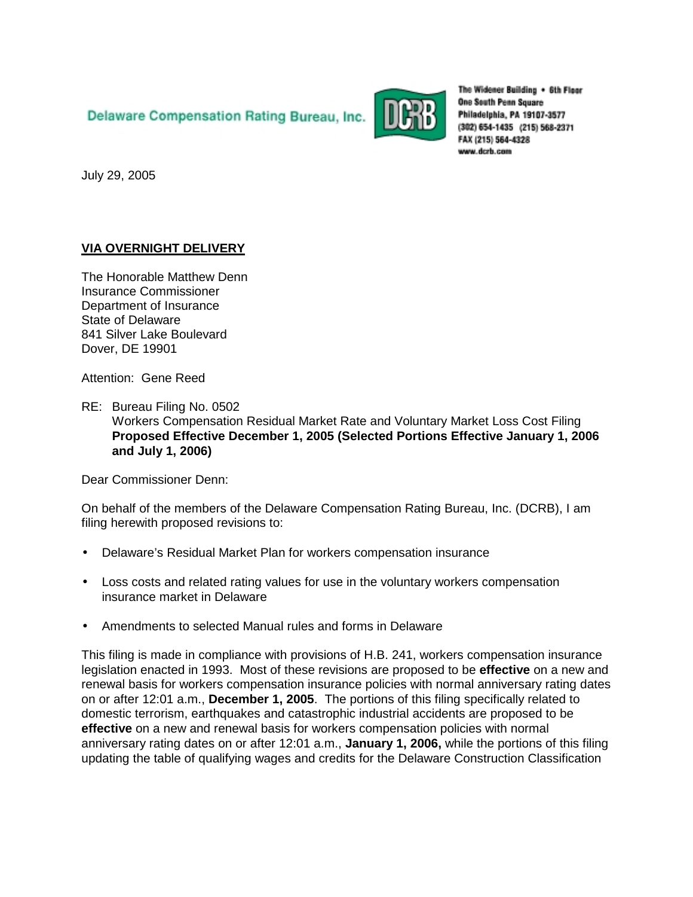Delaware Compensation Rating Bureau, Inc.

The Widener Building • 6th Floor
One South Penn Square
Philadelphia, PA 19107-3577
(302) 654-1435 (215) 568-2371
FAX (215) 564-4328
www.dcrb.com

July 29, 2005

**VIA OVERNIGHT DELIVERY**

The Honorable Matthew Denn
Insurance Commissioner
Department of Insurance
State of Delaware
841 Silver Lake Boulevard
Dover, DE 19901

Attention: Gene Reed

RE: Bureau Filing No. 0502
Workers Compensation Residual Market Rate and Voluntary Market Loss Cost Filing
**Proposed Effective December 1, 2005 (Selected Portions Effective January 1, 2006 and July 1, 2006)**

Dear Commissioner Denn:

On behalf of the members of the Delaware Compensation Rating Bureau, Inc. (DCRB), I am filing herewith proposed revisions to:

- Delaware's Residual Market Plan for workers compensation insurance
- Loss costs and related rating values for use in the voluntary workers compensation insurance market in Delaware
- Amendments to selected Manual rules and forms in Delaware

This filing is made in compliance with provisions of H.B. 241, workers compensation insurance legislation enacted in 1993. Most of these revisions are proposed to be **effective** on a new and renewal basis for workers compensation insurance policies with normal anniversary rating dates on or after 12:01 a.m., **December 1, 2005**. The portions of this filing specifically related to domestic terrorism, earthquakes and catastrophic industrial accidents are proposed to be **effective** on a new and renewal basis for workers compensation policies with normal anniversary rating dates on or after 12:01 a.m., **January 1, 2006,** while the portions of this filing updating the table of qualifying wages and credits for the Delaware Construction Classification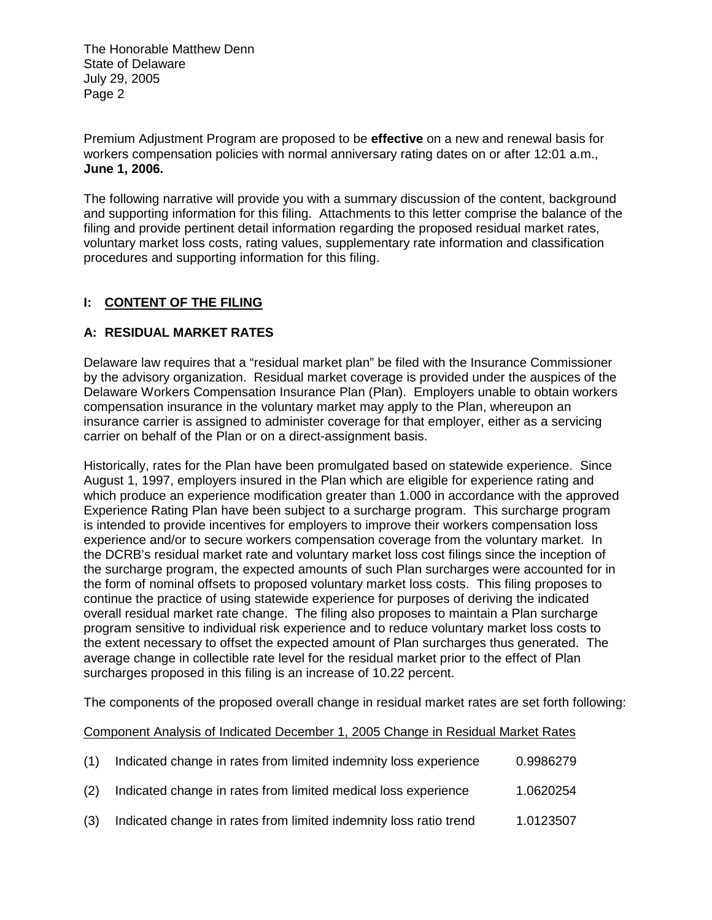Premium Adjustment Program are proposed to be **effective** on a new and renewal basis for workers compensation policies with normal anniversary rating dates on or after 12:01 a.m., **June 1, 2006.**

The following narrative will provide you with a summary discussion of the content, background and supporting information for this filing. Attachments to this letter comprise the balance of the filing and provide pertinent detail information regarding the proposed residual market rates, voluntary market loss costs, rating values, supplementary rate information and classification procedures and supporting information for this filing.

## I: CONTENT OF THE FILING

### A: RESIDUAL MARKET RATES

Delaware law requires that a "residual market plan" be filed with the Insurance Commissioner by the advisory organization. Residual market coverage is provided under the auspices of the Delaware Workers Compensation Insurance Plan (Plan). Employers unable to obtain workers compensation insurance in the voluntary market may apply to the Plan, whereupon an insurance carrier is assigned to administer coverage for that employer, either as a servicing carrier on behalf of the Plan or on a direct-assignment basis.

Historically, rates for the Plan have been promulgated based on statewide experience. Since August 1, 1997, employers insured in the Plan which are eligible for experience rating and which produce an experience modification greater than 1.000 in accordance with the approved Experience Rating Plan have been subject to a surcharge program. This surcharge program is intended to provide incentives for employers to improve their workers compensation loss experience and/or to secure workers compensation coverage from the voluntary market. In the DCRB's residual market rate and voluntary market loss cost filings since the inception of the surcharge program, the expected amounts of such Plan surcharges were accounted for in the form of nominal offsets to proposed voluntary market loss costs. This filing proposes to continue the practice of using statewide experience for purposes of deriving the indicated overall residual market rate change. The filing also proposes to maintain a Plan surcharge program sensitive to individual risk experience and to reduce voluntary market loss costs to the extent necessary to offset the expected amount of Plan surcharges thus generated. The average change in collectible rate level for the residual market prior to the effect of Plan surcharges proposed in this filing is an increase of 10.22 percent.

The components of the proposed overall change in residual market rates are set forth following:

Component Analysis of Indicated December 1, 2005 Change in Residual Market Rates

| | | |
|---|---|---|
| (1) | Indicated change in rates from limited indemnity loss experience | 0.9986279 |
| (2) | Indicated change in rates from limited medical loss experience | 1.0620254 |
| (3) | Indicated change in rates from limited indemnity loss ratio trend | 1.0123507 |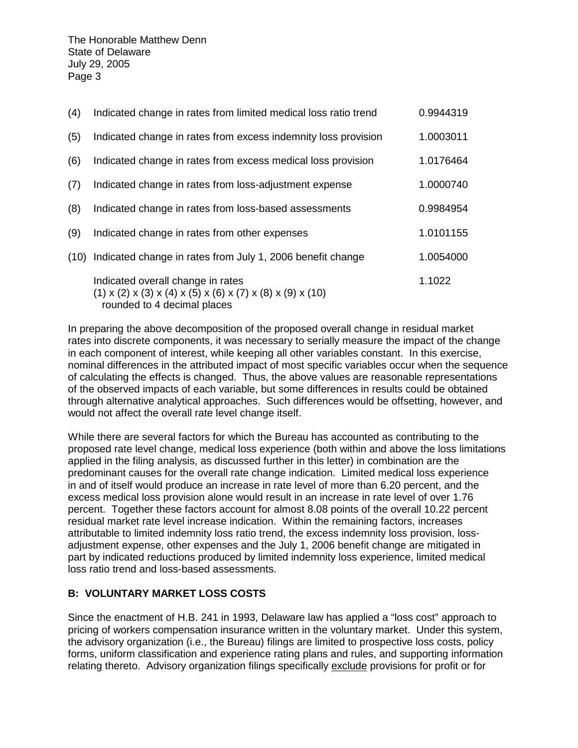| | | |
|---|---|---|
| (4) | Indicated change in rates from limited medical loss ratio trend | 0.9944319 |
| (5) | Indicated change in rates from excess indemnity loss provision | 1.0003011 |
| (6) | Indicated change in rates from excess medical loss provision | 1.0176464 |
| (7) | Indicated change in rates from loss-adjustment expense | 1.0000740 |
| (8) | Indicated change in rates from loss-based assessments | 0.9984954 |
| (9) | Indicated change in rates from other expenses | 1.0101155 |
| (10) | Indicated change in rates from July 1, 2006 benefit change | 1.0054000 |
| | Indicated overall change in rates<br>(1) x (2) x (3) x (4) x (5) x (6) x (7) x (8) x (9) x (10)<br>rounded to 4 decimal places | 1.1022 |

In preparing the above decomposition of the proposed overall change in residual market rates into discrete components, it was necessary to serially measure the impact of the change in each component of interest, while keeping all other variables constant. In this exercise, nominal differences in the attributed impact of most specific variables occur when the sequence of calculating the effects is changed. Thus, the above values are reasonable representations of the observed impacts of each variable, but some differences in results could be obtained through alternative analytical approaches. Such differences would be offsetting, however, and would not affect the overall rate level change itself.

While there are several factors for which the Bureau has accounted as contributing to the proposed rate level change, medical loss experience (both within and above the loss limitations applied in the filing analysis, as discussed further in this letter) in combination are the predominant causes for the overall rate change indication. Limited medical loss experience in and of itself would produce an increase in rate level of more than 6.20 percent, and the excess medical loss provision alone would result in an increase in rate level of over 1.76 percent. Together these factors account for almost 8.08 points of the overall 10.22 percent residual market rate level increase indication. Within the remaining factors, increases attributable to limited indemnity loss ratio trend, the excess indemnity loss provision, loss-adjustment expense, other expenses and the July 1, 2006 benefit change are mitigated in part by indicated reductions produced by limited indemnity loss experience, limited medical loss ratio trend and loss-based assessments.

## B: VOLUNTARY MARKET LOSS COSTS

Since the enactment of H.B. 241 in 1993, Delaware law has applied a "loss cost" approach to pricing of workers compensation insurance written in the voluntary market. Under this system, the advisory organization (i.e., the Bureau) filings are limited to prospective loss costs, policy forms, uniform classification and experience rating plans and rules, and supporting information relating thereto. Advisory organization filings specifically exclude provisions for profit or for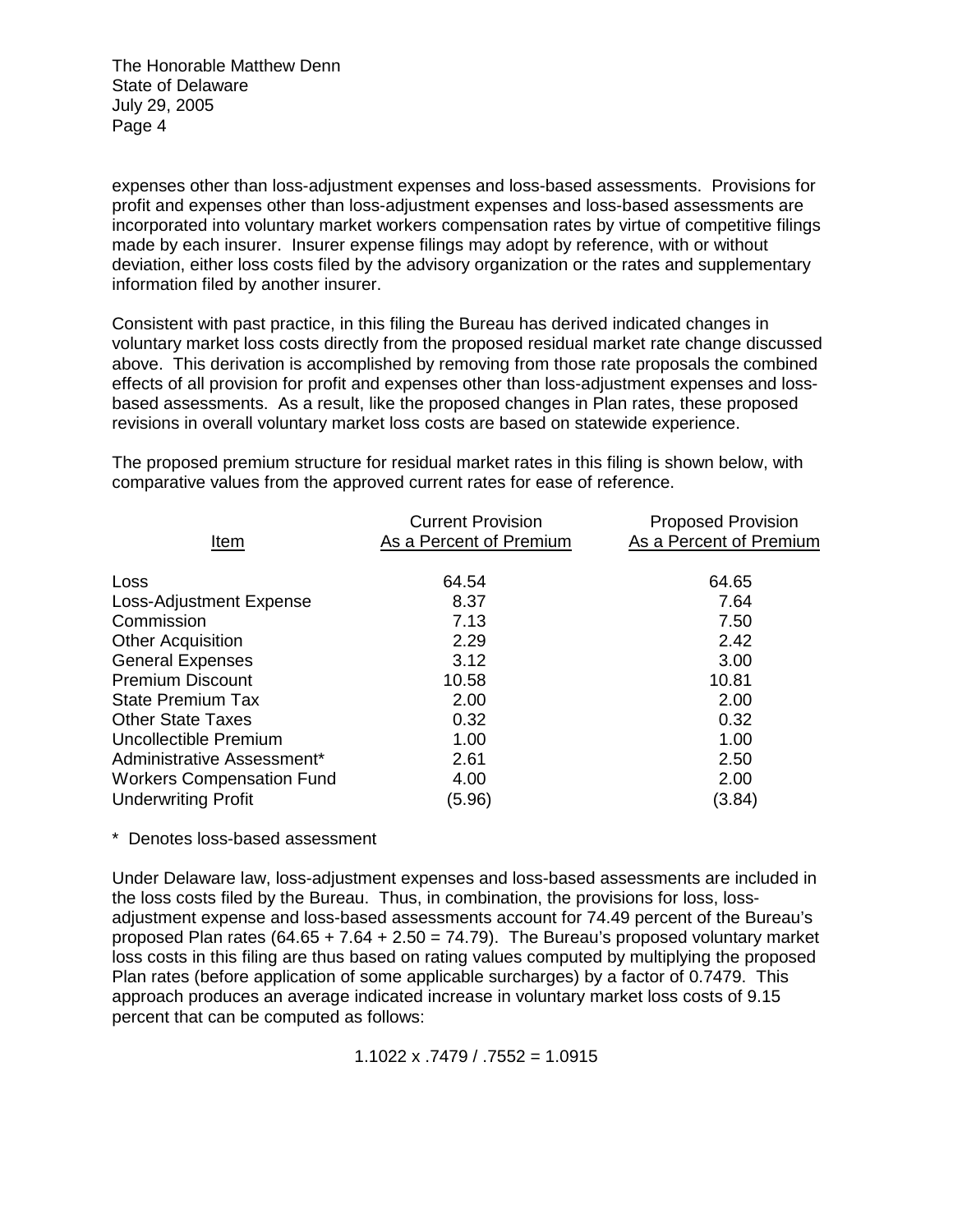expenses other than loss-adjustment expenses and loss-based assessments. Provisions for profit and expenses other than loss-adjustment expenses and loss-based assessments are incorporated into voluntary market workers compensation rates by virtue of competitive filings made by each insurer. Insurer expense filings may adopt by reference, with or without deviation, either loss costs filed by the advisory organization or the rates and supplementary information filed by another insurer.

Consistent with past practice, in this filing the Bureau has derived indicated changes in voluntary market loss costs directly from the proposed residual market rate change discussed above. This derivation is accomplished by removing from those rate proposals the combined effects of all provision for profit and expenses other than loss-adjustment expenses and loss-based assessments. As a result, like the proposed changes in Plan rates, these proposed revisions in overall voluntary market loss costs are based on statewide experience.

The proposed premium structure for residual market rates in this filing is shown below, with comparative values from the approved current rates for ease of reference.

| Item | Current Provision As a Percent of Premium | Proposed Provision As a Percent of Premium |
|---|---|---|
| Loss | 64.54 | 64.65 |
| Loss-Adjustment Expense | 8.37 | 7.64 |
| Commission | 7.13 | 7.50 |
| Other Acquisition | 2.29 | 2.42 |
| General Expenses | 3.12 | 3.00 |
| Premium Discount | 10.58 | 10.81 |
| State Premium Tax | 2.00 | 2.00 |
| Other State Taxes | 0.32 | 0.32 |
| Uncollectible Premium | 1.00 | 1.00 |
| Administrative Assessment* | 2.61 | 2.50 |
| Workers Compensation Fund | 4.00 | 2.00 |
| Underwriting Profit | (5.96) | (3.84) |

\* Denotes loss-based assessment

Under Delaware law, loss-adjustment expenses and loss-based assessments are included in the loss costs filed by the Bureau. Thus, in combination, the provisions for loss, loss-adjustment expense and loss-based assessments account for 74.49 percent of the Bureau's proposed Plan rates (64.65 + 7.64 + 2.50 = 74.79). The Bureau's proposed voluntary market loss costs in this filing are thus based on rating values computed by multiplying the proposed Plan rates (before application of some applicable surcharges) by a factor of 0.7479. This approach produces an average indicated increase in voluntary market loss costs of 9.15 percent that can be computed as follows:

$$1.1022 \times .7479 / .7552 = 1.0915$$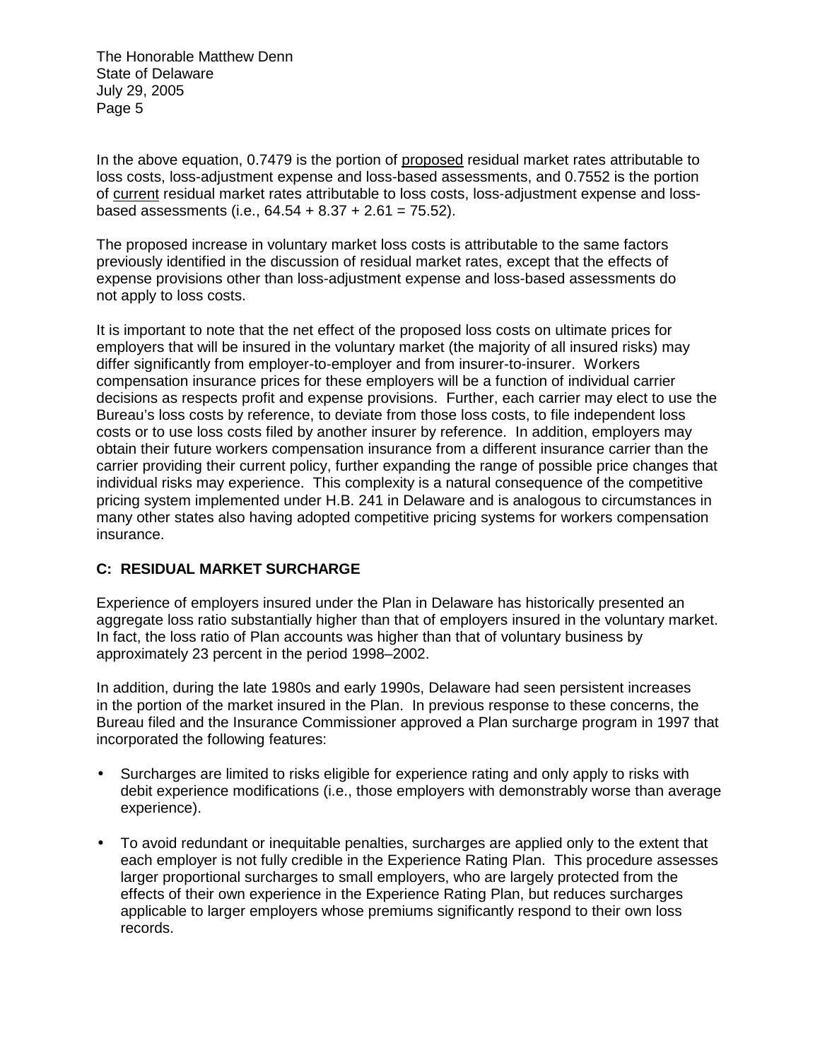In the above equation, 0.7479 is the portion of proposed residual market rates attributable to loss costs, loss-adjustment expense and loss-based assessments, and 0.7552 is the portion of current residual market rates attributable to loss costs, loss-adjustment expense and loss-based assessments (i.e., 64.54 + 8.37 + 2.61 = 75.52).

The proposed increase in voluntary market loss costs is attributable to the same factors previously identified in the discussion of residual market rates, except that the effects of expense provisions other than loss-adjustment expense and loss-based assessments do not apply to loss costs.

It is important to note that the net effect of the proposed loss costs on ultimate prices for employers that will be insured in the voluntary market (the majority of all insured risks) may differ significantly from employer-to-employer and from insurer-to-insurer. Workers compensation insurance prices for these employers will be a function of individual carrier decisions as respects profit and expense provisions. Further, each carrier may elect to use the Bureau's loss costs by reference, to deviate from those loss costs, to file independent loss costs or to use loss costs filed by another insurer by reference. In addition, employers may obtain their future workers compensation insurance from a different insurance carrier than the carrier providing their current policy, further expanding the range of possible price changes that individual risks may experience. This complexity is a natural consequence of the competitive pricing system implemented under H.B. 241 in Delaware and is analogous to circumstances in many other states also having adopted competitive pricing systems for workers compensation insurance.

### C: RESIDUAL MARKET SURCHARGE

Experience of employers insured under the Plan in Delaware has historically presented an aggregate loss ratio substantially higher than that of employers insured in the voluntary market. In fact, the loss ratio of Plan accounts was higher than that of voluntary business by approximately 23 percent in the period 1998–2002.

In addition, during the late 1980s and early 1990s, Delaware had seen persistent increases in the portion of the market insured in the Plan. In previous response to these concerns, the Bureau filed and the Insurance Commissioner approved a Plan surcharge program in 1997 that incorporated the following features:

- Surcharges are limited to risks eligible for experience rating and only apply to risks with debit experience modifications (i.e., those employers with demonstrably worse than average experience).

- To avoid redundant or inequitable penalties, surcharges are applied only to the extent that each employer is not fully credible in the Experience Rating Plan. This procedure assesses larger proportional surcharges to small employers, who are largely protected from the effects of their own experience in the Experience Rating Plan, but reduces surcharges applicable to larger employers whose premiums significantly respond to their own loss records.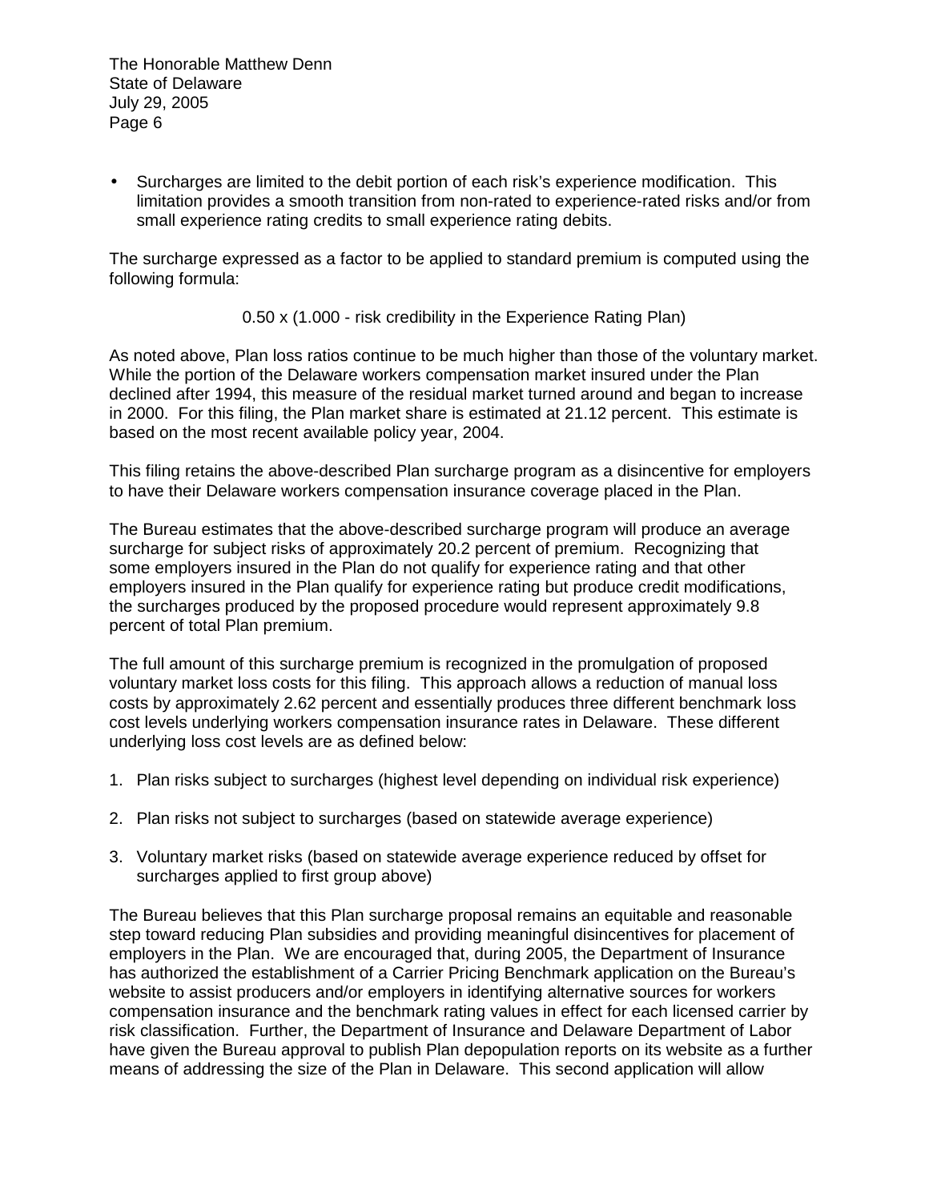- Surcharges are limited to the debit portion of each risk's experience modification. This limitation provides a smooth transition from non-rated to experience-rated risks and/or from small experience rating credits to small experience rating debits.

The surcharge expressed as a factor to be applied to standard premium is computed using the following formula:

$$0.50 \times (1.000 - \text{risk credibility in the Experience Rating Plan})$$

As noted above, Plan loss ratios continue to be much higher than those of the voluntary market. While the portion of the Delaware workers compensation market insured under the Plan declined after 1994, this measure of the residual market turned around and began to increase in 2000. For this filing, the Plan market share is estimated at 21.12 percent. This estimate is based on the most recent available policy year, 2004.

This filing retains the above-described Plan surcharge program as a disincentive for employers to have their Delaware workers compensation insurance coverage placed in the Plan.

The Bureau estimates that the above-described surcharge program will produce an average surcharge for subject risks of approximately 20.2 percent of premium. Recognizing that some employers insured in the Plan do not qualify for experience rating and that other employers insured in the Plan qualify for experience rating but produce credit modifications, the surcharges produced by the proposed procedure would represent approximately 9.8 percent of total Plan premium.

The full amount of this surcharge premium is recognized in the promulgation of proposed voluntary market loss costs for this filing. This approach allows a reduction of manual loss costs by approximately 2.62 percent and essentially produces three different benchmark loss cost levels underlying workers compensation insurance rates in Delaware. These different underlying loss cost levels are as defined below:

1. Plan risks subject to surcharges (highest level depending on individual risk experience)
2. Plan risks not subject to surcharges (based on statewide average experience)
3. Voluntary market risks (based on statewide average experience reduced by offset for surcharges applied to first group above)

The Bureau believes that this Plan surcharge proposal remains an equitable and reasonable step toward reducing Plan subsidies and providing meaningful disincentives for placement of employers in the Plan. We are encouraged that, during 2005, the Department of Insurance has authorized the establishment of a Carrier Pricing Benchmark application on the Bureau's website to assist producers and/or employers in identifying alternative sources for workers compensation insurance and the benchmark rating values in effect for each licensed carrier by risk classification. Further, the Department of Insurance and Delaware Department of Labor have given the Bureau approval to publish Plan depopulation reports on its website as a further means of addressing the size of the Plan in Delaware. This second application will allow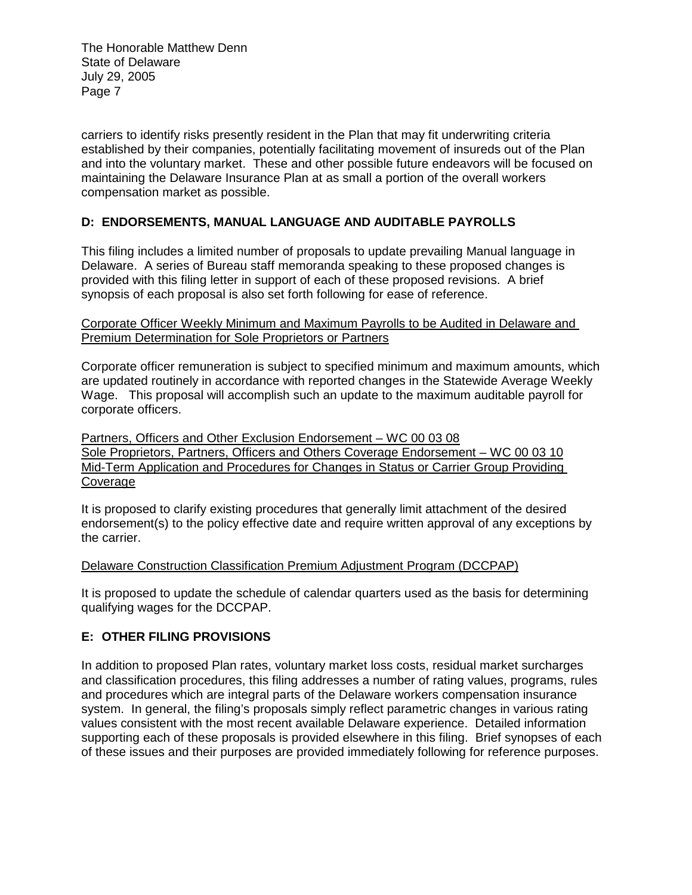carriers to identify risks presently resident in the Plan that may fit underwriting criteria established by their companies, potentially facilitating movement of insureds out of the Plan and into the voluntary market. These and other possible future endeavors will be focused on maintaining the Delaware Insurance Plan at as small a portion of the overall workers compensation market as possible.

## D: ENDORSEMENTS, MANUAL LANGUAGE AND AUDITABLE PAYROLLS

This filing includes a limited number of proposals to update prevailing Manual language in Delaware. A series of Bureau staff memoranda speaking to these proposed changes is provided with this filing letter in support of each of these proposed revisions. A brief synopsis of each proposal is also set forth following for ease of reference.

<u>Corporate Officer Weekly Minimum and Maximum Payrolls to be Audited in Delaware and Premium Determination for Sole Proprietors or Partners</u>

Corporate officer remuneration is subject to specified minimum and maximum amounts, which are updated routinely in accordance with reported changes in the Statewide Average Weekly Wage. This proposal will accomplish such an update to the maximum auditable payroll for corporate officers.

<u>Partners, Officers and Other Exclusion Endorsement – WC 00 03 08</u>
<u>Sole Proprietors, Partners, Officers and Others Coverage Endorsement – WC 00 03 10</u>
<u>Mid-Term Application and Procedures for Changes in Status or Carrier Group Providing Coverage</u>

It is proposed to clarify existing procedures that generally limit attachment of the desired endorsement(s) to the policy effective date and require written approval of any exceptions by the carrier.

<u>Delaware Construction Classification Premium Adjustment Program (DCCPAP)</u>

It is proposed to update the schedule of calendar quarters used as the basis for determining qualifying wages for the DCCPAP.

## E: OTHER FILING PROVISIONS

In addition to proposed Plan rates, voluntary market loss costs, residual market surcharges and classification procedures, this filing addresses a number of rating values, programs, rules and procedures which are integral parts of the Delaware workers compensation insurance system. In general, the filing's proposals simply reflect parametric changes in various rating values consistent with the most recent available Delaware experience. Detailed information supporting each of these proposals is provided elsewhere in this filing. Brief synopses of each of these issues and their purposes are provided immediately following for reference purposes.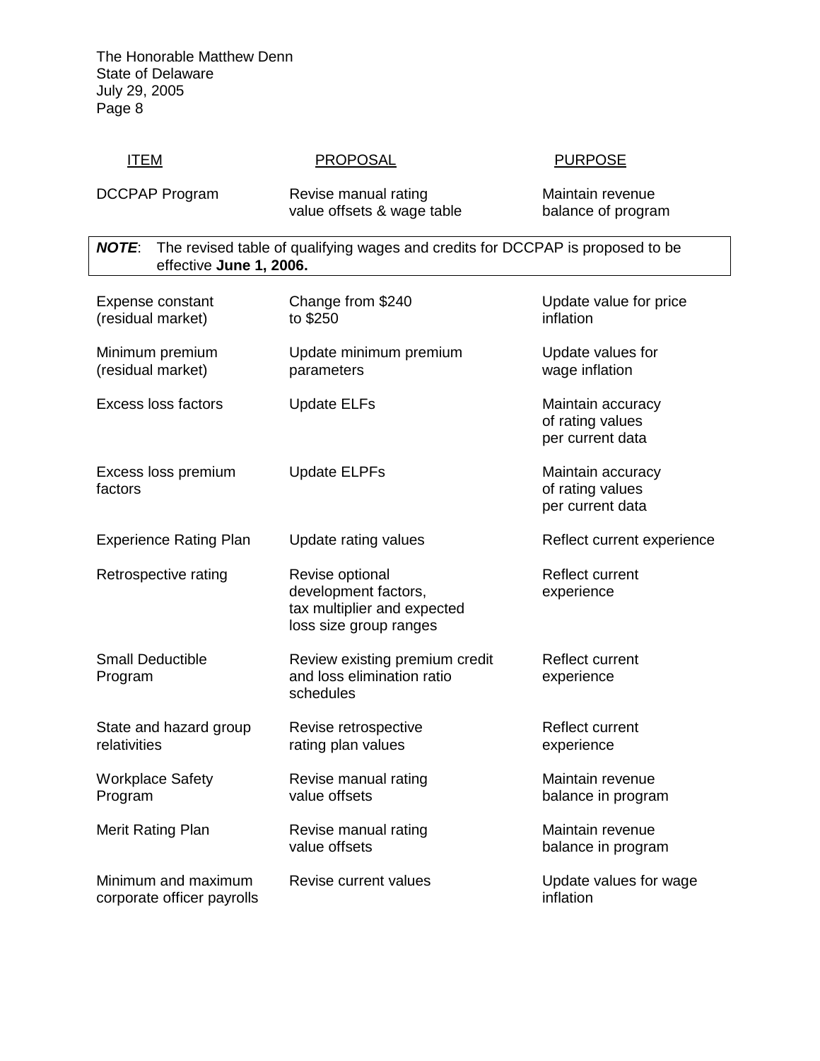| ITEM | PROPOSAL | PURPOSE |
|---|---|---|
| DCCPAP Program | Revise manual rating value offsets & wage table | Maintain revenue balance of program |

***NOTE***: The revised table of qualifying wages and credits for DCCPAP is proposed to be effective **June 1, 2006.**

| ITEM | PROPOSAL | PURPOSE |
|---|---|---|
| Expense constant (residual market) | Change from $240 to $250 | Update value for price inflation |
| Minimum premium (residual market) | Update minimum premium parameters | Update values for wage inflation |
| Excess loss factors | Update ELFs | Maintain accuracy of rating values per current data |
| Excess loss premium factors | Update ELPFs | Maintain accuracy of rating values per current data |
| Experience Rating Plan | Update rating values | Reflect current experience |
| Retrospective rating | Revise optional development factors, tax multiplier and expected loss size group ranges | Reflect current experience |
| Small Deductible Program | Review existing premium credit and loss elimination ratio schedules | Reflect current experience |
| State and hazard group relativities | Revise retrospective rating plan values | Reflect current experience |
| Workplace Safety Program | Revise manual rating value offsets | Maintain revenue balance in program |
| Merit Rating Plan | Revise manual rating value offsets | Maintain revenue balance in program |
| Minimum and maximum corporate officer payrolls | Revise current values | Update values for wage inflation |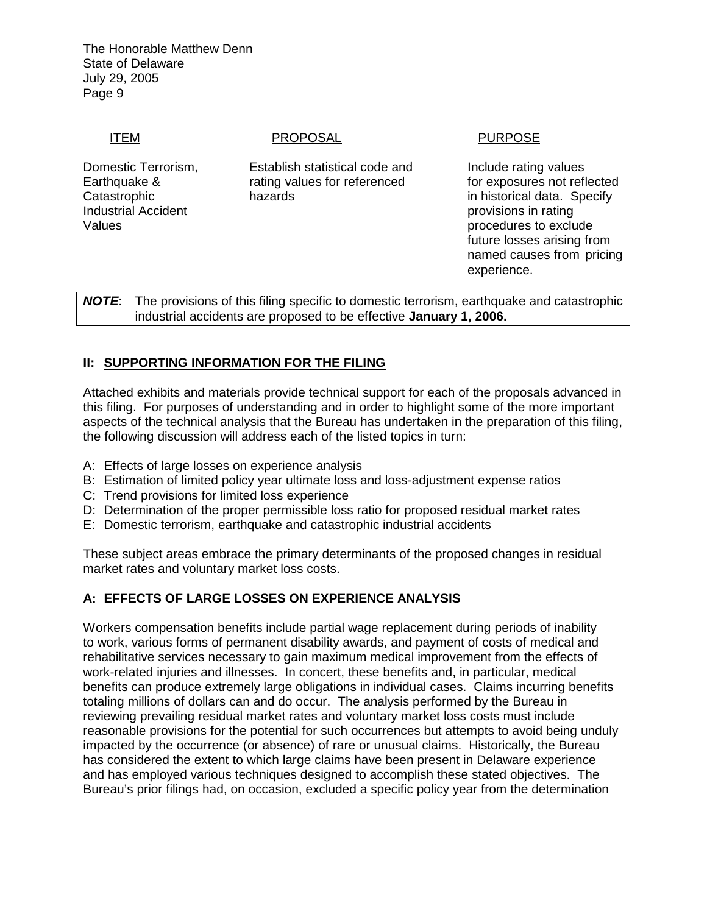| ITEM | PROPOSAL | PURPOSE |
|---|---|---|
| Domestic Terrorism, Earthquake & Catastrophic Industrial Accident Values | Establish statistical code and rating values for referenced hazards | Include rating values for exposures not reflected in historical data. Specify provisions in rating procedures to exclude future losses arising from named causes from pricing experience. |

***NOTE***: The provisions of this filing specific to domestic terrorism, earthquake and catastrophic industrial accidents are proposed to be effective **January 1, 2006.**

## II: SUPPORTING INFORMATION FOR THE FILING

Attached exhibits and materials provide technical support for each of the proposals advanced in this filing. For purposes of understanding and in order to highlight some of the more important aspects of the technical analysis that the Bureau has undertaken in the preparation of this filing, the following discussion will address each of the listed topics in turn:

- A: Effects of large losses on experience analysis
- B: Estimation of limited policy year ultimate loss and loss-adjustment expense ratios
- C: Trend provisions for limited loss experience
- D: Determination of the proper permissible loss ratio for proposed residual market rates
- E: Domestic terrorism, earthquake and catastrophic industrial accidents

These subject areas embrace the primary determinants of the proposed changes in residual market rates and voluntary market loss costs.

### A: EFFECTS OF LARGE LOSSES ON EXPERIENCE ANALYSIS

Workers compensation benefits include partial wage replacement during periods of inability to work, various forms of permanent disability awards, and payment of costs of medical and rehabilitative services necessary to gain maximum medical improvement from the effects of work-related injuries and illnesses. In concert, these benefits and, in particular, medical benefits can produce extremely large obligations in individual cases. Claims incurring benefits totaling millions of dollars can and do occur. The analysis performed by the Bureau in reviewing prevailing residual market rates and voluntary market loss costs must include reasonable provisions for the potential for such occurrences but attempts to avoid being unduly impacted by the occurrence (or absence) of rare or unusual claims. Historically, the Bureau has considered the extent to which large claims have been present in Delaware experience and has employed various techniques designed to accomplish these stated objectives. The Bureau's prior filings had, on occasion, excluded a specific policy year from the determination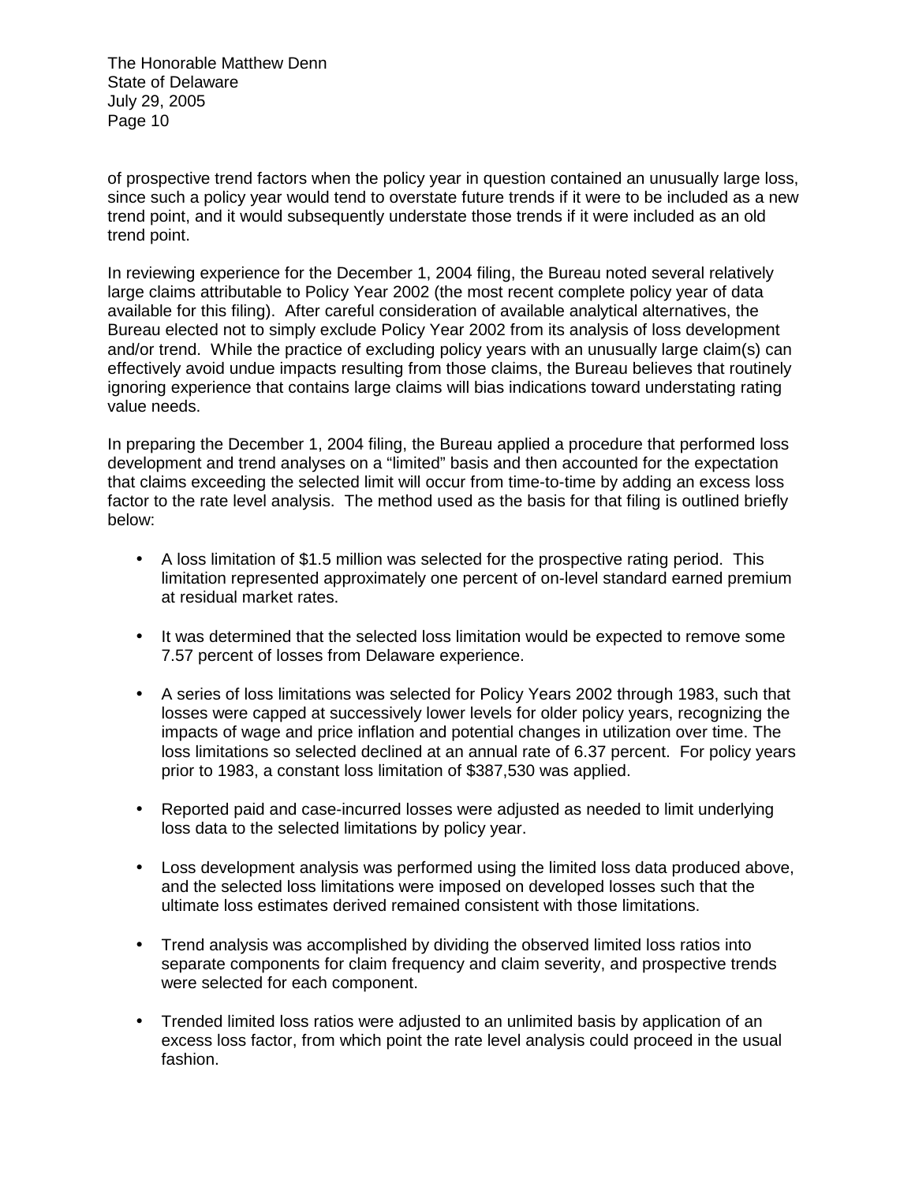of prospective trend factors when the policy year in question contained an unusually large loss, since such a policy year would tend to overstate future trends if it were to be included as a new trend point, and it would subsequently understate those trends if it were included as an old trend point.

In reviewing experience for the December 1, 2004 filing, the Bureau noted several relatively large claims attributable to Policy Year 2002 (the most recent complete policy year of data available for this filing). After careful consideration of available analytical alternatives, the Bureau elected not to simply exclude Policy Year 2002 from its analysis of loss development and/or trend. While the practice of excluding policy years with an unusually large claim(s) can effectively avoid undue impacts resulting from those claims, the Bureau believes that routinely ignoring experience that contains large claims will bias indications toward understating rating value needs.

In preparing the December 1, 2004 filing, the Bureau applied a procedure that performed loss development and trend analyses on a "limited" basis and then accounted for the expectation that claims exceeding the selected limit will occur from time-to-time by adding an excess loss factor to the rate level analysis. The method used as the basis for that filing is outlined briefly below:

- A loss limitation of $1.5 million was selected for the prospective rating period. This limitation represented approximately one percent of on-level standard earned premium at residual market rates.

- It was determined that the selected loss limitation would be expected to remove some 7.57 percent of losses from Delaware experience.

- A series of loss limitations was selected for Policy Years 2002 through 1983, such that losses were capped at successively lower levels for older policy years, recognizing the impacts of wage and price inflation and potential changes in utilization over time. The loss limitations so selected declined at an annual rate of 6.37 percent. For policy years prior to 1983, a constant loss limitation of $387,530 was applied.

- Reported paid and case-incurred losses were adjusted as needed to limit underlying loss data to the selected limitations by policy year.

- Loss development analysis was performed using the limited loss data produced above, and the selected loss limitations were imposed on developed losses such that the ultimate loss estimates derived remained consistent with those limitations.

- Trend analysis was accomplished by dividing the observed limited loss ratios into separate components for claim frequency and claim severity, and prospective trends were selected for each component.

- Trended limited loss ratios were adjusted to an unlimited basis by application of an excess loss factor, from which point the rate level analysis could proceed in the usual fashion.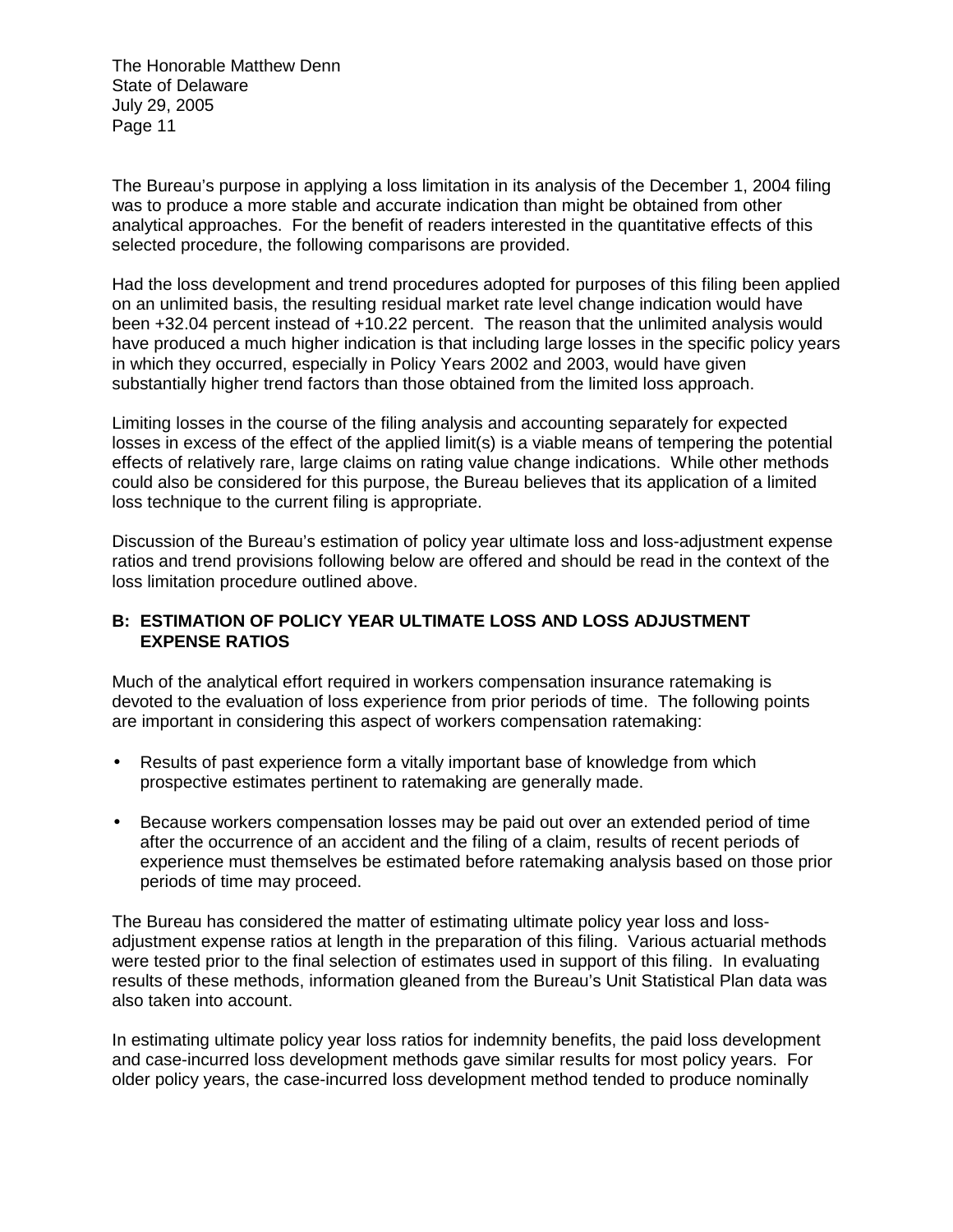The Bureau's purpose in applying a loss limitation in its analysis of the December 1, 2004 filing was to produce a more stable and accurate indication than might be obtained from other analytical approaches. For the benefit of readers interested in the quantitative effects of this selected procedure, the following comparisons are provided.

Had the loss development and trend procedures adopted for purposes of this filing been applied on an unlimited basis, the resulting residual market rate level change indication would have been +32.04 percent instead of +10.22 percent. The reason that the unlimited analysis would have produced a much higher indication is that including large losses in the specific policy years in which they occurred, especially in Policy Years 2002 and 2003, would have given substantially higher trend factors than those obtained from the limited loss approach.

Limiting losses in the course of the filing analysis and accounting separately for expected losses in excess of the effect of the applied limit(s) is a viable means of tempering the potential effects of relatively rare, large claims on rating value change indications. While other methods could also be considered for this purpose, the Bureau believes that its application of a limited loss technique to the current filing is appropriate.

Discussion of the Bureau's estimation of policy year ultimate loss and loss-adjustment expense ratios and trend provisions following below are offered and should be read in the context of the loss limitation procedure outlined above.

### B: ESTIMATION OF POLICY YEAR ULTIMATE LOSS AND LOSS ADJUSTMENT EXPENSE RATIOS

Much of the analytical effort required in workers compensation insurance ratemaking is devoted to the evaluation of loss experience from prior periods of time. The following points are important in considering this aspect of workers compensation ratemaking:

- Results of past experience form a vitally important base of knowledge from which prospective estimates pertinent to ratemaking are generally made.
- Because workers compensation losses may be paid out over an extended period of time after the occurrence of an accident and the filing of a claim, results of recent periods of experience must themselves be estimated before ratemaking analysis based on those prior periods of time may proceed.

The Bureau has considered the matter of estimating ultimate policy year loss and loss-adjustment expense ratios at length in the preparation of this filing. Various actuarial methods were tested prior to the final selection of estimates used in support of this filing. In evaluating results of these methods, information gleaned from the Bureau's Unit Statistical Plan data was also taken into account.

In estimating ultimate policy year loss ratios for indemnity benefits, the paid loss development and case-incurred loss development methods gave similar results for most policy years. For older policy years, the case-incurred loss development method tended to produce nominally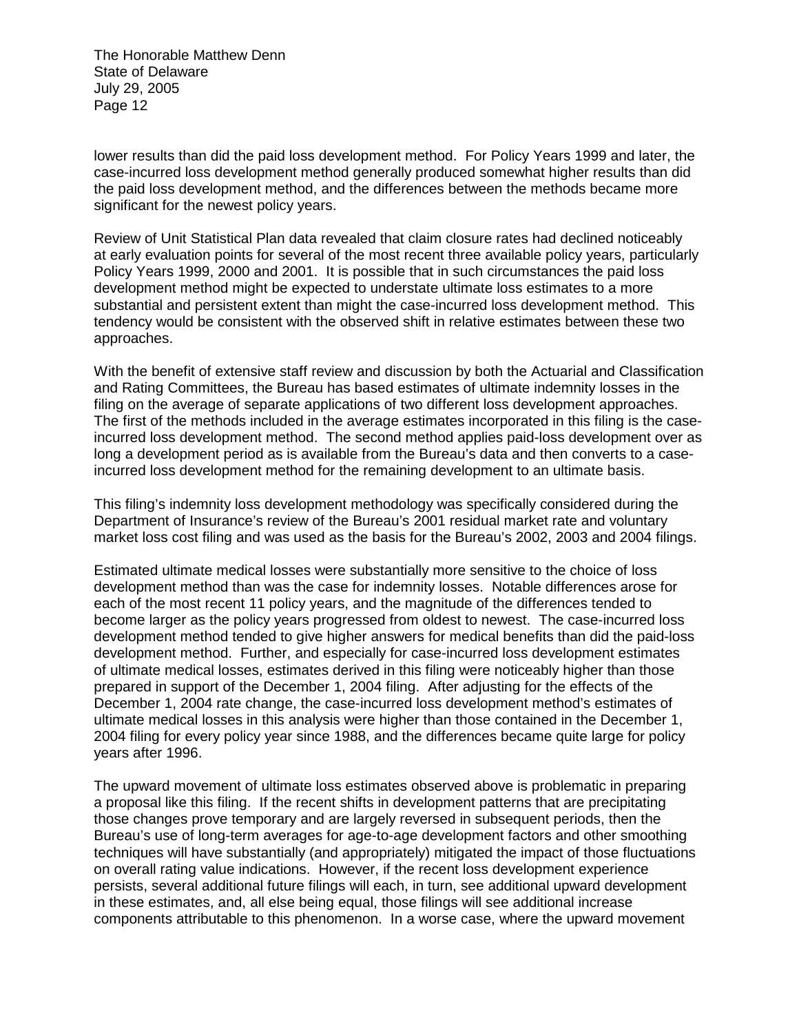lower results than did the paid loss development method. For Policy Years 1999 and later, the case-incurred loss development method generally produced somewhat higher results than did the paid loss development method, and the differences between the methods became more significant for the newest policy years.

Review of Unit Statistical Plan data revealed that claim closure rates had declined noticeably at early evaluation points for several of the most recent three available policy years, particularly Policy Years 1999, 2000 and 2001. It is possible that in such circumstances the paid loss development method might be expected to understate ultimate loss estimates to a more substantial and persistent extent than might the case-incurred loss development method. This tendency would be consistent with the observed shift in relative estimates between these two approaches.

With the benefit of extensive staff review and discussion by both the Actuarial and Classification and Rating Committees, the Bureau has based estimates of ultimate indemnity losses in the filing on the average of separate applications of two different loss development approaches. The first of the methods included in the average estimates incorporated in this filing is the case-incurred loss development method. The second method applies paid-loss development over as long a development period as is available from the Bureau's data and then converts to a case-incurred loss development method for the remaining development to an ultimate basis.

This filing's indemnity loss development methodology was specifically considered during the Department of Insurance's review of the Bureau's 2001 residual market rate and voluntary market loss cost filing and was used as the basis for the Bureau's 2002, 2003 and 2004 filings.

Estimated ultimate medical losses were substantially more sensitive to the choice of loss development method than was the case for indemnity losses. Notable differences arose for each of the most recent 11 policy years, and the magnitude of the differences tended to become larger as the policy years progressed from oldest to newest. The case-incurred loss development method tended to give higher answers for medical benefits than did the paid-loss development method. Further, and especially for case-incurred loss development estimates of ultimate medical losses, estimates derived in this filing were noticeably higher than those prepared in support of the December 1, 2004 filing. After adjusting for the effects of the December 1, 2004 rate change, the case-incurred loss development method's estimates of ultimate medical losses in this analysis were higher than those contained in the December 1, 2004 filing for every policy year since 1988, and the differences became quite large for policy years after 1996.

The upward movement of ultimate loss estimates observed above is problematic in preparing a proposal like this filing. If the recent shifts in development patterns that are precipitating those changes prove temporary and are largely reversed in subsequent periods, then the Bureau's use of long-term averages for age-to-age development factors and other smoothing techniques will have substantially (and appropriately) mitigated the impact of those fluctuations on overall rating value indications. However, if the recent loss development experience persists, several additional future filings will each, in turn, see additional upward development in these estimates, and, all else being equal, those filings will see additional increase components attributable to this phenomenon. In a worse case, where the upward movement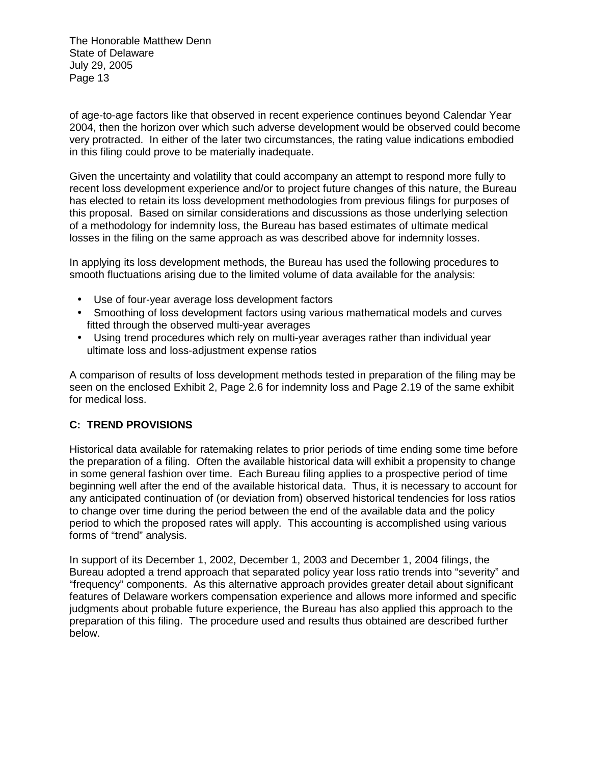of age-to-age factors like that observed in recent experience continues beyond Calendar Year 2004, then the horizon over which such adverse development would be observed could become very protracted. In either of the later two circumstances, the rating value indications embodied in this filing could prove to be materially inadequate.

Given the uncertainty and volatility that could accompany an attempt to respond more fully to recent loss development experience and/or to project future changes of this nature, the Bureau has elected to retain its loss development methodologies from previous filings for purposes of this proposal. Based on similar considerations and discussions as those underlying selection of a methodology for indemnity loss, the Bureau has based estimates of ultimate medical losses in the filing on the same approach as was described above for indemnity losses.

In applying its loss development methods, the Bureau has used the following procedures to smooth fluctuations arising due to the limited volume of data available for the analysis:

- Use of four-year average loss development factors
- Smoothing of loss development factors using various mathematical models and curves fitted through the observed multi-year averages
- Using trend procedures which rely on multi-year averages rather than individual year ultimate loss and loss-adjustment expense ratios

A comparison of results of loss development methods tested in preparation of the filing may be seen on the enclosed Exhibit 2, Page 2.6 for indemnity loss and Page 2.19 of the same exhibit for medical loss.

**C: TREND PROVISIONS**

Historical data available for ratemaking relates to prior periods of time ending some time before the preparation of a filing. Often the available historical data will exhibit a propensity to change in some general fashion over time. Each Bureau filing applies to a prospective period of time beginning well after the end of the available historical data. Thus, it is necessary to account for any anticipated continuation of (or deviation from) observed historical tendencies for loss ratios to change over time during the period between the end of the available data and the policy period to which the proposed rates will apply. This accounting is accomplished using various forms of "trend" analysis.

In support of its December 1, 2002, December 1, 2003 and December 1, 2004 filings, the Bureau adopted a trend approach that separated policy year loss ratio trends into "severity" and "frequency" components. As this alternative approach provides greater detail about significant features of Delaware workers compensation experience and allows more informed and specific judgments about probable future experience, the Bureau has also applied this approach to the preparation of this filing. The procedure used and results thus obtained are described further below.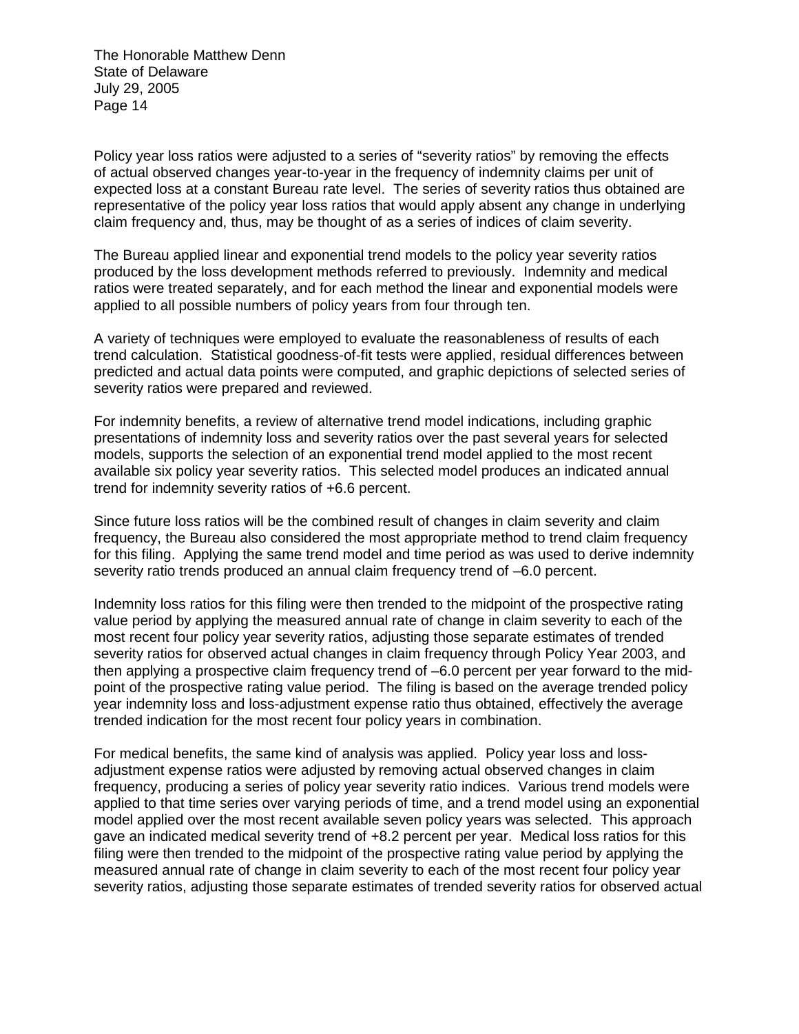Policy year loss ratios were adjusted to a series of "severity ratios" by removing the effects of actual observed changes year-to-year in the frequency of indemnity claims per unit of expected loss at a constant Bureau rate level. The series of severity ratios thus obtained are representative of the policy year loss ratios that would apply absent any change in underlying claim frequency and, thus, may be thought of as a series of indices of claim severity.

The Bureau applied linear and exponential trend models to the policy year severity ratios produced by the loss development methods referred to previously. Indemnity and medical ratios were treated separately, and for each method the linear and exponential models were applied to all possible numbers of policy years from four through ten.

A variety of techniques were employed to evaluate the reasonableness of results of each trend calculation. Statistical goodness-of-fit tests were applied, residual differences between predicted and actual data points were computed, and graphic depictions of selected series of severity ratios were prepared and reviewed.

For indemnity benefits, a review of alternative trend model indications, including graphic presentations of indemnity loss and severity ratios over the past several years for selected models, supports the selection of an exponential trend model applied to the most recent available six policy year severity ratios. This selected model produces an indicated annual trend for indemnity severity ratios of +6.6 percent.

Since future loss ratios will be the combined result of changes in claim severity and claim frequency, the Bureau also considered the most appropriate method to trend claim frequency for this filing. Applying the same trend model and time period as was used to derive indemnity severity ratio trends produced an annual claim frequency trend of –6.0 percent.

Indemnity loss ratios for this filing were then trended to the midpoint of the prospective rating value period by applying the measured annual rate of change in claim severity to each of the most recent four policy year severity ratios, adjusting those separate estimates of trended severity ratios for observed actual changes in claim frequency through Policy Year 2003, and then applying a prospective claim frequency trend of –6.0 percent per year forward to the mid-point of the prospective rating value period. The filing is based on the average trended policy year indemnity loss and loss-adjustment expense ratio thus obtained, effectively the average trended indication for the most recent four policy years in combination.

For medical benefits, the same kind of analysis was applied. Policy year loss and loss-adjustment expense ratios were adjusted by removing actual observed changes in claim frequency, producing a series of policy year severity ratio indices. Various trend models were applied to that time series over varying periods of time, and a trend model using an exponential model applied over the most recent available seven policy years was selected. This approach gave an indicated medical severity trend of +8.2 percent per year. Medical loss ratios for this filing were then trended to the midpoint of the prospective rating value period by applying the measured annual rate of change in claim severity to each of the most recent four policy year severity ratios, adjusting those separate estimates of trended severity ratios for observed actual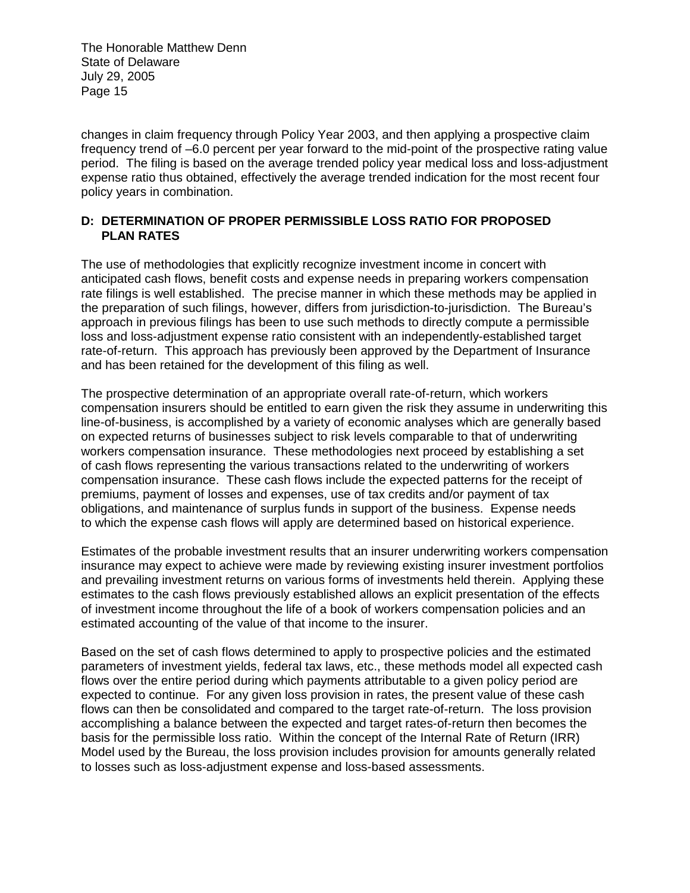changes in claim frequency through Policy Year 2003, and then applying a prospective claim frequency trend of –6.0 percent per year forward to the mid-point of the prospective rating value period. The filing is based on the average trended policy year medical loss and loss-adjustment expense ratio thus obtained, effectively the average trended indication for the most recent four policy years in combination.

### D: DETERMINATION OF PROPER PERMISSIBLE LOSS RATIO FOR PROPOSED PLAN RATES

The use of methodologies that explicitly recognize investment income in concert with anticipated cash flows, benefit costs and expense needs in preparing workers compensation rate filings is well established. The precise manner in which these methods may be applied in the preparation of such filings, however, differs from jurisdiction-to-jurisdiction. The Bureau's approach in previous filings has been to use such methods to directly compute a permissible loss and loss-adjustment expense ratio consistent with an independently-established target rate-of-return. This approach has previously been approved by the Department of Insurance and has been retained for the development of this filing as well.

The prospective determination of an appropriate overall rate-of-return, which workers compensation insurers should be entitled to earn given the risk they assume in underwriting this line-of-business, is accomplished by a variety of economic analyses which are generally based on expected returns of businesses subject to risk levels comparable to that of underwriting workers compensation insurance. These methodologies next proceed by establishing a set of cash flows representing the various transactions related to the underwriting of workers compensation insurance. These cash flows include the expected patterns for the receipt of premiums, payment of losses and expenses, use of tax credits and/or payment of tax obligations, and maintenance of surplus funds in support of the business. Expense needs to which the expense cash flows will apply are determined based on historical experience.

Estimates of the probable investment results that an insurer underwriting workers compensation insurance may expect to achieve were made by reviewing existing insurer investment portfolios and prevailing investment returns on various forms of investments held therein. Applying these estimates to the cash flows previously established allows an explicit presentation of the effects of investment income throughout the life of a book of workers compensation policies and an estimated accounting of the value of that income to the insurer.

Based on the set of cash flows determined to apply to prospective policies and the estimated parameters of investment yields, federal tax laws, etc., these methods model all expected cash flows over the entire period during which payments attributable to a given policy period are expected to continue. For any given loss provision in rates, the present value of these cash flows can then be consolidated and compared to the target rate-of-return. The loss provision accomplishing a balance between the expected and target rates-of-return then becomes the basis for the permissible loss ratio. Within the concept of the Internal Rate of Return (IRR) Model used by the Bureau, the loss provision includes provision for amounts generally related to losses such as loss-adjustment expense and loss-based assessments.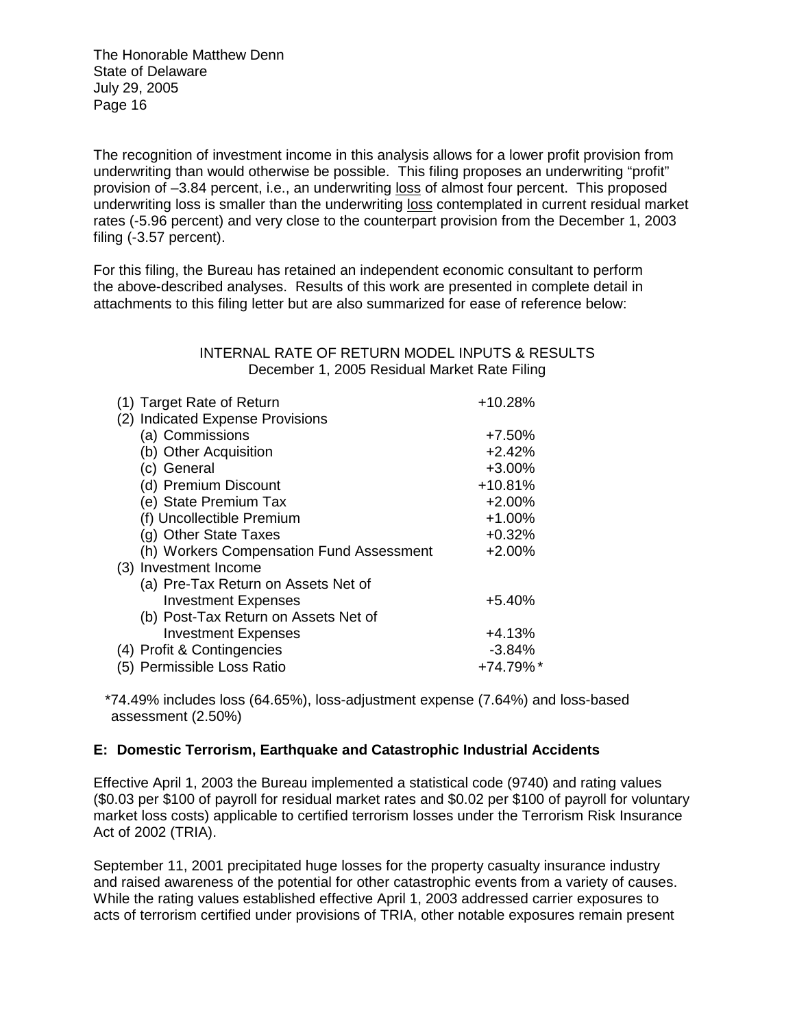The Honorable Matthew Denn
State of Delaware
July 29, 2005
Page 16

The recognition of investment income in this analysis allows for a lower profit provision from underwriting than would otherwise be possible. This filing proposes an underwriting "profit" provision of –3.84 percent, i.e., an underwriting loss of almost four percent. This proposed underwriting loss is smaller than the underwriting loss contemplated in current residual market rates (-5.96 percent) and very close to the counterpart provision from the December 1, 2003 filing (-3.57 percent).

For this filing, the Bureau has retained an independent economic consultant to perform the above-described analyses. Results of this work are presented in complete detail in attachments to this filing letter but are also summarized for ease of reference below:

INTERNAL RATE OF RETURN MODEL INPUTS & RESULTS
December 1, 2005 Residual Market Rate Filing

| Item | Value |
|---|---|
| (1) Target Rate of Return | +10.28% |
| (2) Indicated Expense Provisions | |
| (a) Commissions | +7.50% |
| (b) Other Acquisition | +2.42% |
| (c) General | +3.00% |
| (d) Premium Discount | +10.81% |
| (e) State Premium Tax | +2.00% |
| (f) Uncollectible Premium | +1.00% |
| (g) Other State Taxes | +0.32% |
| (h) Workers Compensation Fund Assessment | +2.00% |
| (3) Investment Income | |
| (a) Pre-Tax Return on Assets Net of Investment Expenses | +5.40% |
| (b) Post-Tax Return on Assets Net of Investment Expenses | +4.13% |
| (4) Profit & Contingencies | -3.84% |
| (5) Permissible Loss Ratio | +74.79%* |

*74.49% includes loss (64.65%), loss-adjustment expense (7.64%) and loss-based assessment (2.50%)

**E: Domestic Terrorism, Earthquake and Catastrophic Industrial Accidents**

Effective April 1, 2003 the Bureau implemented a statistical code (9740) and rating values ($0.03 per $100 of payroll for residual market rates and $0.02 per $100 of payroll for voluntary market loss costs) applicable to certified terrorism losses under the Terrorism Risk Insurance Act of 2002 (TRIA).

September 11, 2001 precipitated huge losses for the property casualty insurance industry and raised awareness of the potential for other catastrophic events from a variety of causes. While the rating values established effective April 1, 2003 addressed carrier exposures to acts of terrorism certified under provisions of TRIA, other notable exposures remain present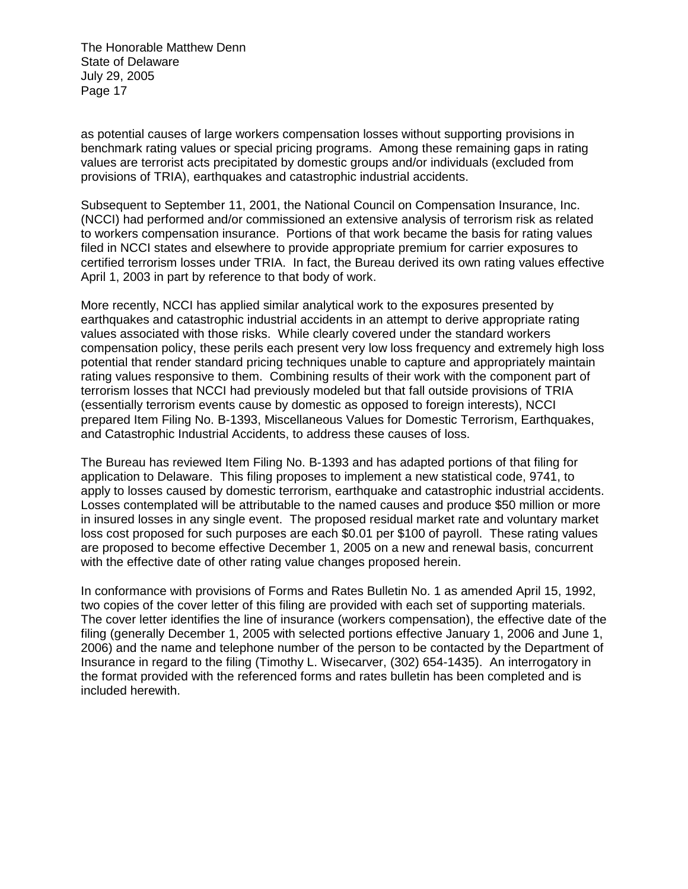as potential causes of large workers compensation losses without supporting provisions in benchmark rating values or special pricing programs. Among these remaining gaps in rating values are terrorist acts precipitated by domestic groups and/or individuals (excluded from provisions of TRIA), earthquakes and catastrophic industrial accidents.

Subsequent to September 11, 2001, the National Council on Compensation Insurance, Inc. (NCCI) had performed and/or commissioned an extensive analysis of terrorism risk as related to workers compensation insurance. Portions of that work became the basis for rating values filed in NCCI states and elsewhere to provide appropriate premium for carrier exposures to certified terrorism losses under TRIA. In fact, the Bureau derived its own rating values effective April 1, 2003 in part by reference to that body of work.

More recently, NCCI has applied similar analytical work to the exposures presented by earthquakes and catastrophic industrial accidents in an attempt to derive appropriate rating values associated with those risks. While clearly covered under the standard workers compensation policy, these perils each present very low loss frequency and extremely high loss potential that render standard pricing techniques unable to capture and appropriately maintain rating values responsive to them. Combining results of their work with the component part of terrorism losses that NCCI had previously modeled but that fall outside provisions of TRIA (essentially terrorism events cause by domestic as opposed to foreign interests), NCCI prepared Item Filing No. B-1393, Miscellaneous Values for Domestic Terrorism, Earthquakes, and Catastrophic Industrial Accidents, to address these causes of loss.

The Bureau has reviewed Item Filing No. B-1393 and has adapted portions of that filing for application to Delaware. This filing proposes to implement a new statistical code, 9741, to apply to losses caused by domestic terrorism, earthquake and catastrophic industrial accidents. Losses contemplated will be attributable to the named causes and produce $50 million or more in insured losses in any single event. The proposed residual market rate and voluntary market loss cost proposed for such purposes are each $0.01 per $100 of payroll. These rating values are proposed to become effective December 1, 2005 on a new and renewal basis, concurrent with the effective date of other rating value changes proposed herein.

In conformance with provisions of Forms and Rates Bulletin No. 1 as amended April 15, 1992, two copies of the cover letter of this filing are provided with each set of supporting materials. The cover letter identifies the line of insurance (workers compensation), the effective date of the filing (generally December 1, 2005 with selected portions effective January 1, 2006 and June 1, 2006) and the name and telephone number of the person to be contacted by the Department of Insurance in regard to the filing (Timothy L. Wisecarver, (302) 654-1435). An interrogatory in the format provided with the referenced forms and rates bulletin has been completed and is included herewith.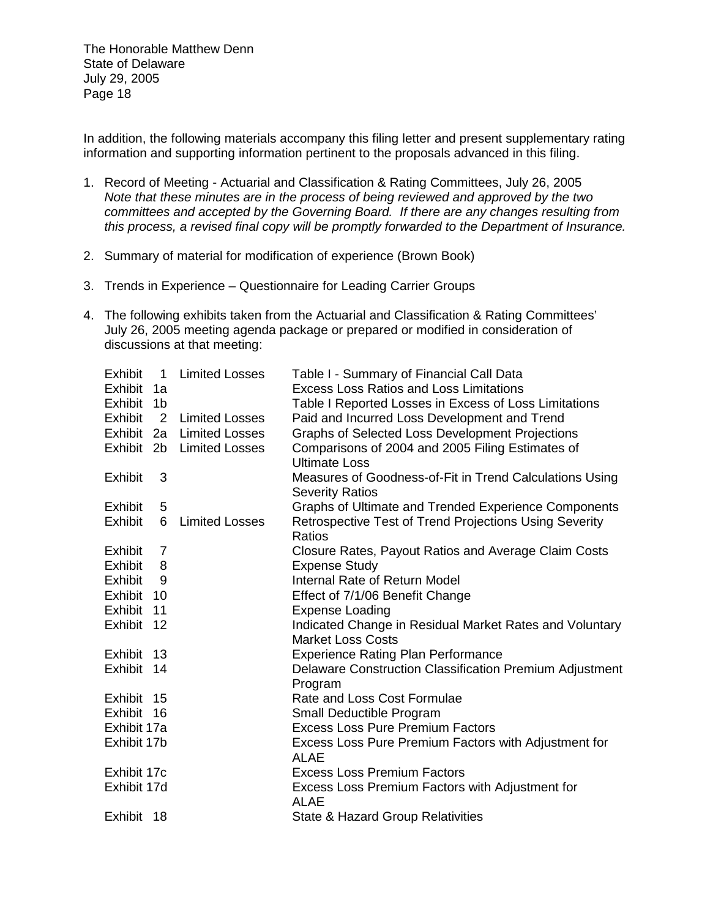The Honorable Matthew Denn
State of Delaware
July 29, 2005

In addition, the following materials accompany this filing letter and present supplementary rating information and supporting information pertinent to the proposals advanced in this filing.

1. Record of Meeting - Actuarial and Classification & Rating Committees, July 26, 2005
   *Note that these minutes are in the process of being reviewed and approved by the two committees and accepted by the Governing Board. If there are any changes resulting from this process, a revised final copy will be promptly forwarded to the Department of Insurance.*

2. Summary of material for modification of experience (Brown Book)

3. Trends in Experience – Questionnaire for Leading Carrier Groups

4. The following exhibits taken from the Actuarial and Classification & Rating Committees' July 26, 2005 meeting agenda package or prepared or modified in consideration of discussions at that meeting:

| Exhibit | | Description |
|---|---|---|
| Exhibit 1 | Limited Losses | Table I - Summary of Financial Call Data |
| Exhibit 1a | | Excess Loss Ratios and Loss Limitations |
| Exhibit 1b | | Table I Reported Losses in Excess of Loss Limitations |
| Exhibit 2 | Limited Losses | Paid and Incurred Loss Development and Trend |
| Exhibit 2a | Limited Losses | Graphs of Selected Loss Development Projections |
| Exhibit 2b | Limited Losses | Comparisons of 2004 and 2005 Filing Estimates of Ultimate Loss |
| Exhibit 3 | | Measures of Goodness-of-Fit in Trend Calculations Using Severity Ratios |
| Exhibit 5 | | Graphs of Ultimate and Trended Experience Components |
| Exhibit 6 | Limited Losses | Retrospective Test of Trend Projections Using Severity Ratios |
| Exhibit 7 | | Closure Rates, Payout Ratios and Average Claim Costs |
| Exhibit 8 | | Expense Study |
| Exhibit 9 | | Internal Rate of Return Model |
| Exhibit 10 | | Effect of 7/1/06 Benefit Change |
| Exhibit 11 | | Expense Loading |
| Exhibit 12 | | Indicated Change in Residual Market Rates and Voluntary Market Loss Costs |
| Exhibit 13 | | Experience Rating Plan Performance |
| Exhibit 14 | | Delaware Construction Classification Premium Adjustment Program |
| Exhibit 15 | | Rate and Loss Cost Formulae |
| Exhibit 16 | | Small Deductible Program |
| Exhibit 17a | | Excess Loss Pure Premium Factors |
| Exhibit 17b | | Excess Loss Pure Premium Factors with Adjustment for ALAE |
| Exhibit 17c | | Excess Loss Premium Factors |
| Exhibit 17d | | Excess Loss Premium Factors with Adjustment for ALAE |
| Exhibit 18 | | State & Hazard Group Relativities |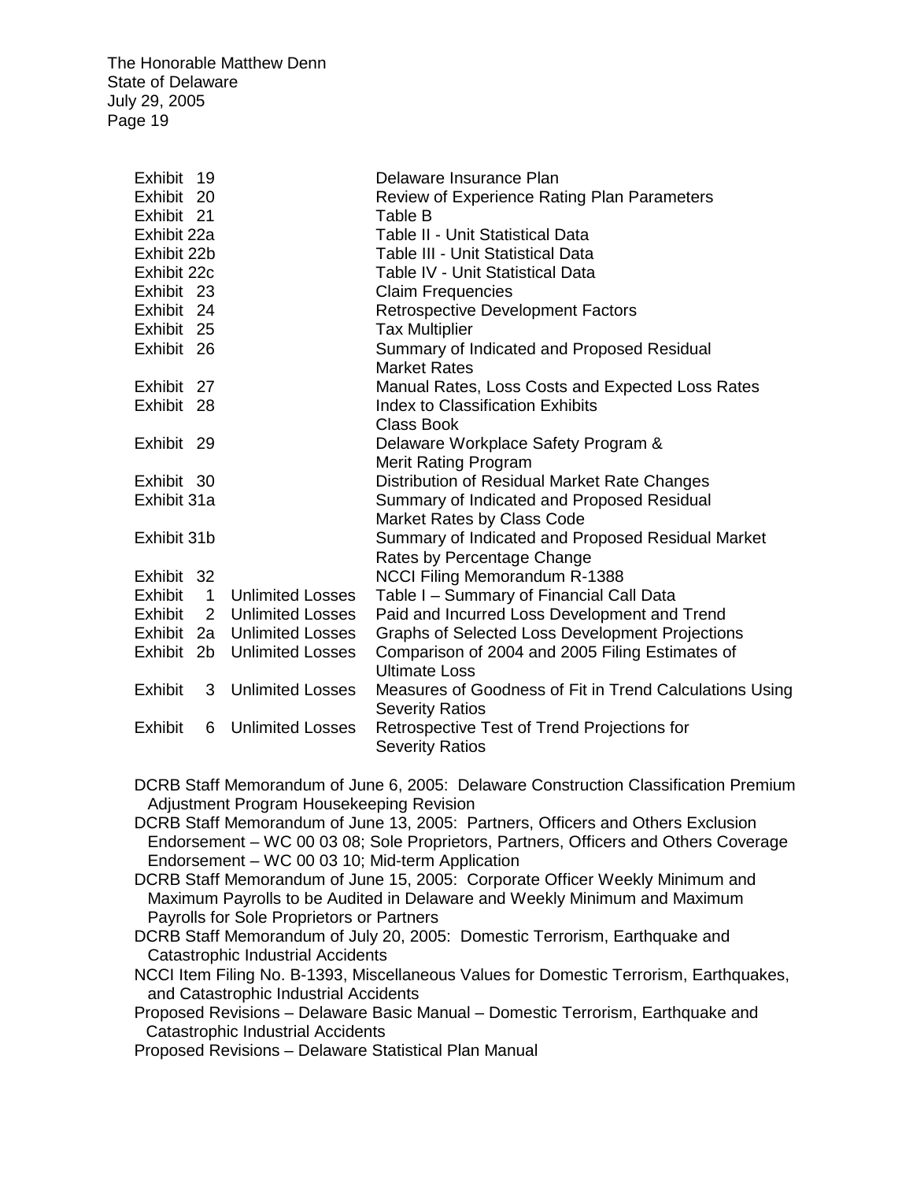The Honorable Matthew Denn
State of Delaware
July 29, 2005
Page 19

| | | |
|---|---|---|
| Exhibit 19 | | Delaware Insurance Plan |
| Exhibit 20 | | Review of Experience Rating Plan Parameters |
| Exhibit 21 | | Table B |
| Exhibit 22a | | Table II - Unit Statistical Data |
| Exhibit 22b | | Table III - Unit Statistical Data |
| Exhibit 22c | | Table IV - Unit Statistical Data |
| Exhibit 23 | | Claim Frequencies |
| Exhibit 24 | | Retrospective Development Factors |
| Exhibit 25 | | Tax Multiplier |
| Exhibit 26 | | Summary of Indicated and Proposed Residual Market Rates |
| Exhibit 27 | | Manual Rates, Loss Costs and Expected Loss Rates |
| Exhibit 28 | | Index to Classification Exhibits Class Book |
| Exhibit 29 | | Delaware Workplace Safety Program & Merit Rating Program |
| Exhibit 30 | | Distribution of Residual Market Rate Changes |
| Exhibit 31a | | Summary of Indicated and Proposed Residual Market Rates by Class Code |
| Exhibit 31b | | Summary of Indicated and Proposed Residual Market Rates by Percentage Change |
| Exhibit 32 | | NCCI Filing Memorandum R-1388 |
| Exhibit 1 | Unlimited Losses | Table I – Summary of Financial Call Data |
| Exhibit 2 | Unlimited Losses | Paid and Incurred Loss Development and Trend |
| Exhibit 2a | Unlimited Losses | Graphs of Selected Loss Development Projections |
| Exhibit 2b | Unlimited Losses | Comparison of 2004 and 2005 Filing Estimates of Ultimate Loss |
| Exhibit 3 | Unlimited Losses | Measures of Goodness of Fit in Trend Calculations Using Severity Ratios |
| Exhibit 6 | Unlimited Losses | Retrospective Test of Trend Projections for Severity Ratios |

DCRB Staff Memorandum of June 6, 2005: Delaware Construction Classification Premium Adjustment Program Housekeeping Revision

DCRB Staff Memorandum of June 13, 2005: Partners, Officers and Others Exclusion Endorsement – WC 00 03 08; Sole Proprietors, Partners, Officers and Others Coverage Endorsement – WC 00 03 10; Mid-term Application

DCRB Staff Memorandum of June 15, 2005: Corporate Officer Weekly Minimum and Maximum Payrolls to be Audited in Delaware and Weekly Minimum and Maximum Payrolls for Sole Proprietors or Partners

DCRB Staff Memorandum of July 20, 2005: Domestic Terrorism, Earthquake and Catastrophic Industrial Accidents

NCCI Item Filing No. B-1393, Miscellaneous Values for Domestic Terrorism, Earthquakes, and Catastrophic Industrial Accidents

Proposed Revisions – Delaware Basic Manual – Domestic Terrorism, Earthquake and Catastrophic Industrial Accidents

Proposed Revisions – Delaware Statistical Plan Manual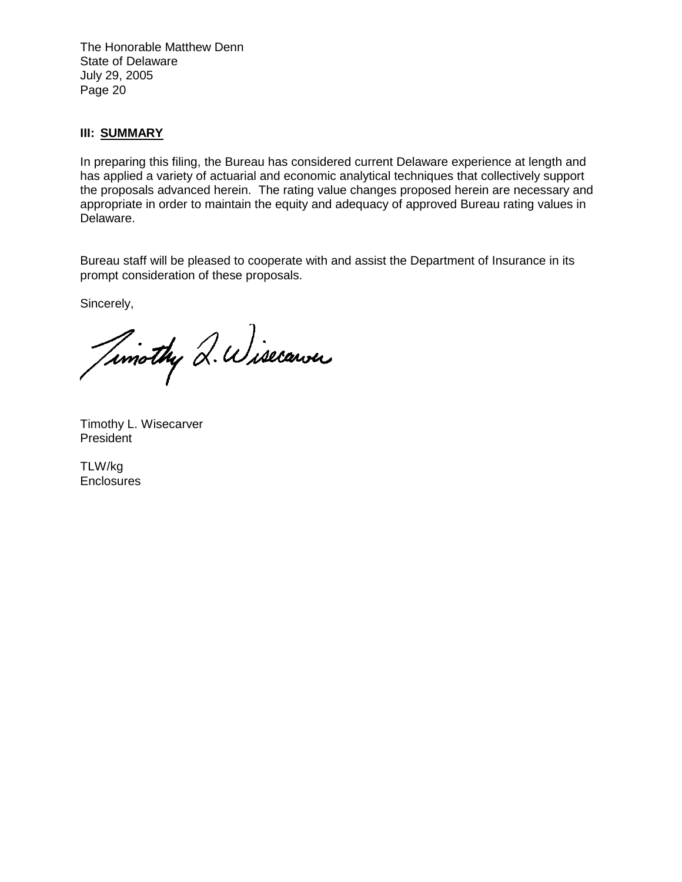The Honorable Matthew Denn
State of Delaware
July 29, 2005
Page 20

### III: SUMMARY

In preparing this filing, the Bureau has considered current Delaware experience at length and has applied a variety of actuarial and economic analytical techniques that collectively support the proposals advanced herein. The rating value changes proposed herein are necessary and appropriate in order to maintain the equity and adequacy of approved Bureau rating values in Delaware.

Bureau staff will be pleased to cooperate with and assist the Department of Insurance in its prompt consideration of these proposals.

Sincerely,

Timothy L. Wisecarver

Timothy L. Wisecarver
President

TLW/kg
Enclosures